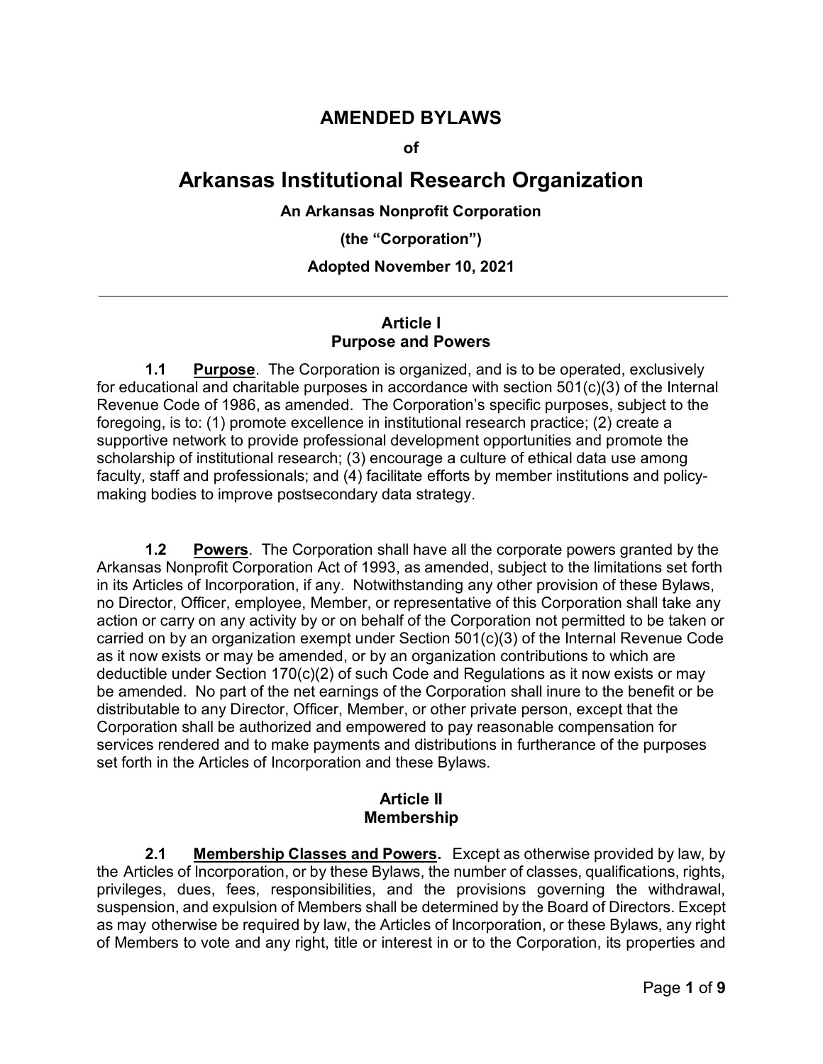# AMENDED BYLAWS

**of**

# Arkansas Institutional Research Organization

**An Arkansas Nonprofit Corporation**

**(the "Corporation")**

**Adopted November 10, 2021**

---

## Article I
## Purpose and Powers

**1.1 Purpose**. The Corporation is organized, and is to be operated, exclusively for educational and charitable purposes in accordance with section 501(c)(3) of the Internal Revenue Code of 1986, as amended. The Corporation's specific purposes, subject to the foregoing, is to: (1) promote excellence in institutional research practice; (2) create a supportive network to provide professional development opportunities and promote the scholarship of institutional research; (3) encourage a culture of ethical data use among faculty, staff and professionals; and (4) facilitate efforts by member institutions and policy-making bodies to improve postsecondary data strategy.

**1.2 Powers**. The Corporation shall have all the corporate powers granted by the Arkansas Nonprofit Corporation Act of 1993, as amended, subject to the limitations set forth in its Articles of Incorporation, if any. Notwithstanding any other provision of these Bylaws, no Director, Officer, employee, Member, or representative of this Corporation shall take any action or carry on any activity by or on behalf of the Corporation not permitted to be taken or carried on by an organization exempt under Section 501(c)(3) of the Internal Revenue Code as it now exists or may be amended, or by an organization contributions to which are deductible under Section 170(c)(2) of such Code and Regulations as it now exists or may be amended. No part of the net earnings of the Corporation shall inure to the benefit or be distributable to any Director, Officer, Member, or other private person, except that the Corporation shall be authorized and empowered to pay reasonable compensation for services rendered and to make payments and distributions in furtherance of the purposes set forth in the Articles of Incorporation and these Bylaws.

## Article II
## Membership

**2.1 Membership Classes and Powers.** Except as otherwise provided by law, by the Articles of Incorporation, or by these Bylaws, the number of classes, qualifications, rights, privileges, dues, fees, responsibilities, and the provisions governing the withdrawal, suspension, and expulsion of Members shall be determined by the Board of Directors. Except as may otherwise be required by law, the Articles of Incorporation, or these Bylaws, any right of Members to vote and any right, title or interest in or to the Corporation, its properties and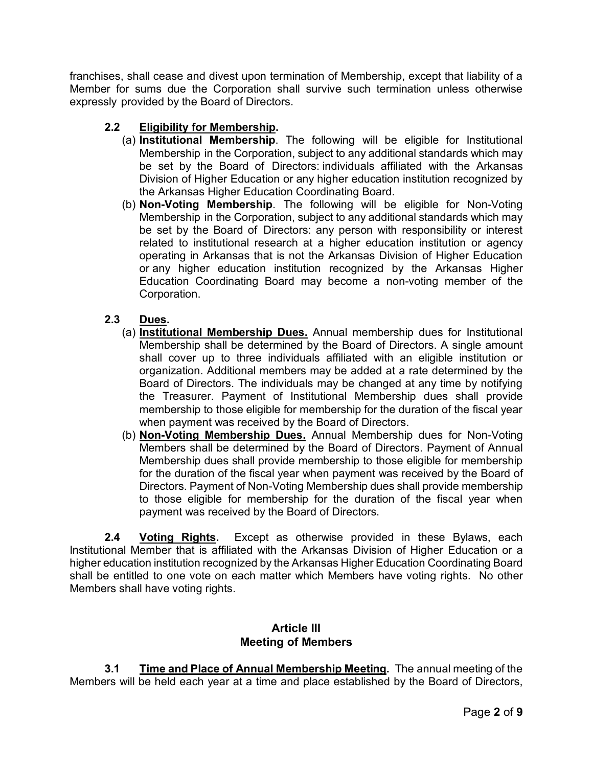franchises, shall cease and divest upon termination of Membership, except that liability of a Member for sums due the Corporation shall survive such termination unless otherwise expressly provided by the Board of Directors.

**2.2 Eligibility for Membership.**

(a) **Institutional Membership**. The following will be eligible for Institutional Membership in the Corporation, subject to any additional standards which may be set by the Board of Directors: individuals affiliated with the Arkansas Division of Higher Education or any higher education institution recognized by the Arkansas Higher Education Coordinating Board.

(b) **Non-Voting Membership**. The following will be eligible for Non-Voting Membership in the Corporation, subject to any additional standards which may be set by the Board of Directors: any person with responsibility or interest related to institutional research at a higher education institution or agency operating in Arkansas that is not the Arkansas Division of Higher Education or any higher education institution recognized by the Arkansas Higher Education Coordinating Board may become a non-voting member of the Corporation.

**2.3 Dues.**

(a) **Institutional Membership Dues.** Annual membership dues for Institutional Membership shall be determined by the Board of Directors. A single amount shall cover up to three individuals affiliated with an eligible institution or organization. Additional members may be added at a rate determined by the Board of Directors. The individuals may be changed at any time by notifying the Treasurer. Payment of Institutional Membership dues shall provide membership to those eligible for membership for the duration of the fiscal year when payment was received by the Board of Directors.

(b) **Non-Voting Membership Dues.** Annual Membership dues for Non-Voting Members shall be determined by the Board of Directors. Payment of Annual Membership dues shall provide membership to those eligible for membership for the duration of the fiscal year when payment was received by the Board of Directors. Payment of Non-Voting Membership dues shall provide membership to those eligible for membership for the duration of the fiscal year when payment was received by the Board of Directors.

**2.4 Voting Rights.** Except as otherwise provided in these Bylaws, each Institutional Member that is affiliated with the Arkansas Division of Higher Education or a higher education institution recognized by the Arkansas Higher Education Coordinating Board shall be entitled to one vote on each matter which Members have voting rights. No other Members shall have voting rights.

## Article III
## Meeting of Members

**3.1 Time and Place of Annual Membership Meeting.** The annual meeting of the Members will be held each year at a time and place established by the Board of Directors,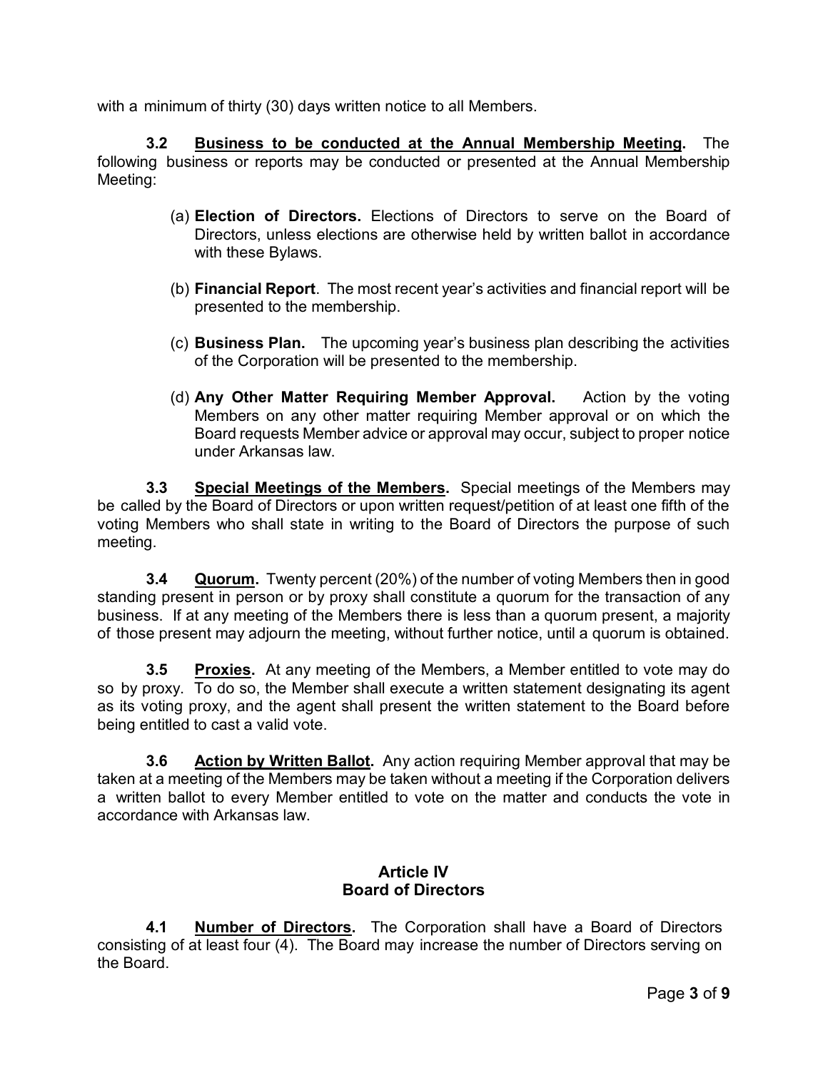with a minimum of thirty (30) days written notice to all Members.

**3.2 <u>Business to be conducted at the Annual Membership Meeting</u>.** The following business or reports may be conducted or presented at the Annual Membership Meeting:

(a) **Election of Directors.** Elections of Directors to serve on the Board of Directors, unless elections are otherwise held by written ballot in accordance with these Bylaws.

(b) **Financial Report**. The most recent year's activities and financial report will be presented to the membership.

(c) **Business Plan.** The upcoming year's business plan describing the activities of the Corporation will be presented to the membership.

(d) **Any Other Matter Requiring Member Approval.** Action by the voting Members on any other matter requiring Member approval or on which the Board requests Member advice or approval may occur, subject to proper notice under Arkansas law.

**3.3 <u>Special Meetings of the Members</u>.** Special meetings of the Members may be called by the Board of Directors or upon written request/petition of at least one fifth of the voting Members who shall state in writing to the Board of Directors the purpose of such meeting.

**3.4 <u>Quorum</u>.** Twenty percent (20%) of the number of voting Members then in good standing present in person or by proxy shall constitute a quorum for the transaction of any business. If at any meeting of the Members there is less than a quorum present, a majority of those present may adjourn the meeting, without further notice, until a quorum is obtained.

**3.5 <u>Proxies</u>.** At any meeting of the Members, a Member entitled to vote may do so by proxy. To do so, the Member shall execute a written statement designating its agent as its voting proxy, and the agent shall present the written statement to the Board before being entitled to cast a valid vote.

**3.6 <u>Action by Written Ballot</u>.** Any action requiring Member approval that may be taken at a meeting of the Members may be taken without a meeting if the Corporation delivers a written ballot to every Member entitled to vote on the matter and conducts the vote in accordance with Arkansas law.

## Article IV
## Board of Directors

**4.1 <u>Number of Directors</u>.** The Corporation shall have a Board of Directors consisting of at least four (4). The Board may increase the number of Directors serving on the Board.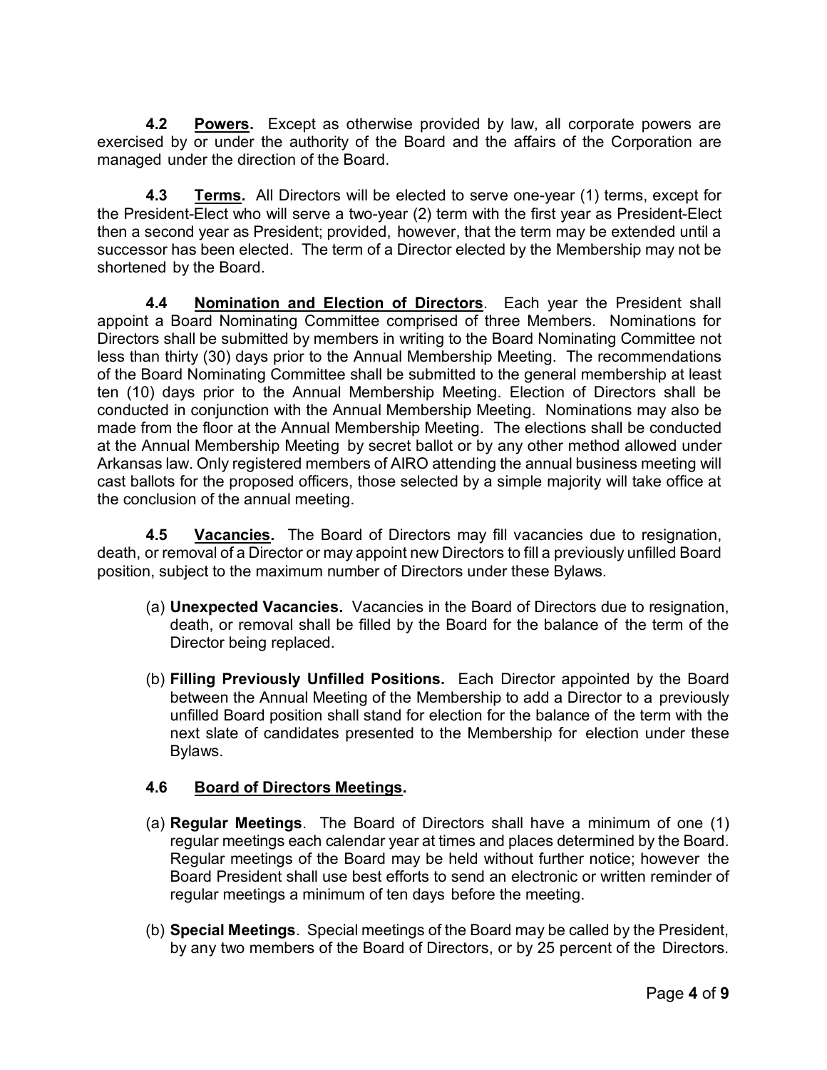**4.2 Powers.** Except as otherwise provided by law, all corporate powers are exercised by or under the authority of the Board and the affairs of the Corporation are managed under the direction of the Board.

**4.3 Terms.** All Directors will be elected to serve one-year (1) terms, except for the President-Elect who will serve a two-year (2) term with the first year as President-Elect then a second year as President; provided, however, that the term may be extended until a successor has been elected. The term of a Director elected by the Membership may not be shortened by the Board.

**4.4 Nomination and Election of Directors**. Each year the President shall appoint a Board Nominating Committee comprised of three Members. Nominations for Directors shall be submitted by members in writing to the Board Nominating Committee not less than thirty (30) days prior to the Annual Membership Meeting. The recommendations of the Board Nominating Committee shall be submitted to the general membership at least ten (10) days prior to the Annual Membership Meeting. Election of Directors shall be conducted in conjunction with the Annual Membership Meeting. Nominations may also be made from the floor at the Annual Membership Meeting. The elections shall be conducted at the Annual Membership Meeting by secret ballot or by any other method allowed under Arkansas law. Only registered members of AIRO attending the annual business meeting will cast ballots for the proposed officers, those selected by a simple majority will take office at the conclusion of the annual meeting.

**4.5 Vacancies.** The Board of Directors may fill vacancies due to resignation, death, or removal of a Director or may appoint new Directors to fill a previously unfilled Board position, subject to the maximum number of Directors under these Bylaws.

(a) **Unexpected Vacancies.** Vacancies in the Board of Directors due to resignation, death, or removal shall be filled by the Board for the balance of the term of the Director being replaced.

(b) **Filling Previously Unfilled Positions.** Each Director appointed by the Board between the Annual Meeting of the Membership to add a Director to a previously unfilled Board position shall stand for election for the balance of the term with the next slate of candidates presented to the Membership for election under these Bylaws.

**4.6 Board of Directors Meetings.**

(a) **Regular Meetings**. The Board of Directors shall have a minimum of one (1) regular meetings each calendar year at times and places determined by the Board. Regular meetings of the Board may be held without further notice; however the Board President shall use best efforts to send an electronic or written reminder of regular meetings a minimum of ten days before the meeting.

(b) **Special Meetings**. Special meetings of the Board may be called by the President, by any two members of the Board of Directors, or by 25 percent of the Directors.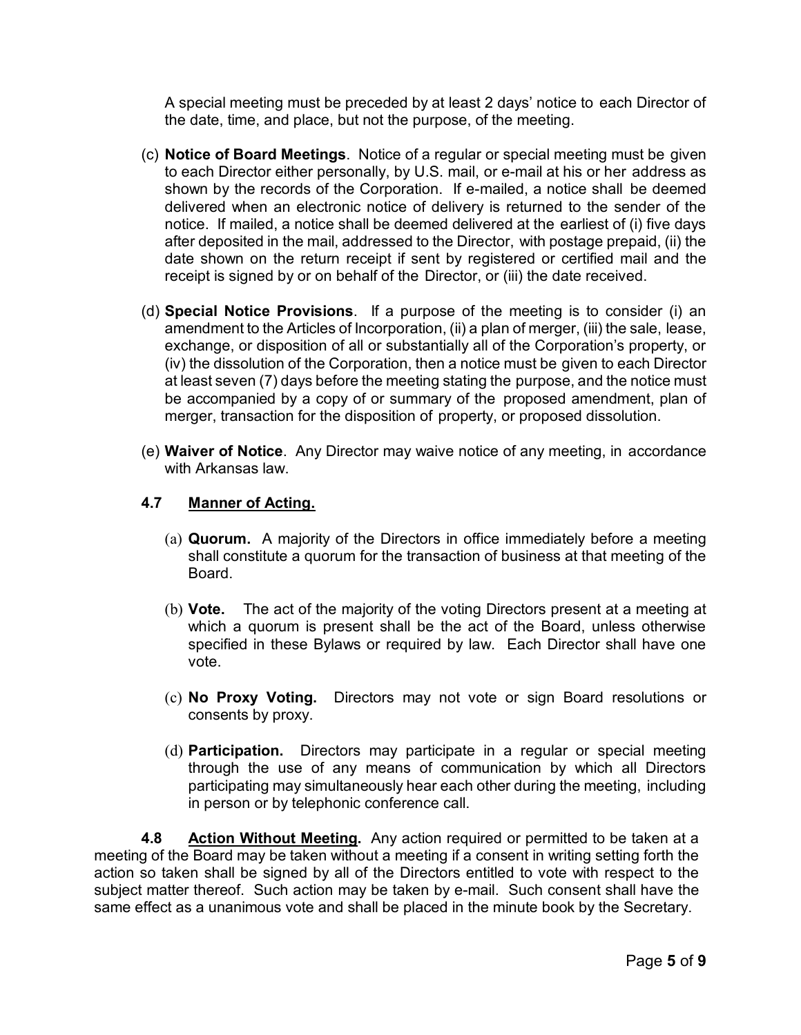A special meeting must be preceded by at least 2 days' notice to each Director of the date, time, and place, but not the purpose, of the meeting.

(c) **Notice of Board Meetings**. Notice of a regular or special meeting must be given to each Director either personally, by U.S. mail, or e-mail at his or her address as shown by the records of the Corporation. If e-mailed, a notice shall be deemed delivered when an electronic notice of delivery is returned to the sender of the notice. If mailed, a notice shall be deemed delivered at the earliest of (i) five days after deposited in the mail, addressed to the Director, with postage prepaid, (ii) the date shown on the return receipt if sent by registered or certified mail and the receipt is signed by or on behalf of the Director, or (iii) the date received.

(d) **Special Notice Provisions**. If a purpose of the meeting is to consider (i) an amendment to the Articles of Incorporation, (ii) a plan of merger, (iii) the sale, lease, exchange, or disposition of all or substantially all of the Corporation's property, or (iv) the dissolution of the Corporation, then a notice must be given to each Director at least seven (7) days before the meeting stating the purpose, and the notice must be accompanied by a copy of or summary of the proposed amendment, plan of merger, transaction for the disposition of property, or proposed dissolution.

(e) **Waiver of Notice**. Any Director may waive notice of any meeting, in accordance with Arkansas law.

### 4.7 Manner of Acting.

(a) **Quorum.** A majority of the Directors in office immediately before a meeting shall constitute a quorum for the transaction of business at that meeting of the Board.

(b) **Vote.** The act of the majority of the voting Directors present at a meeting at which a quorum is present shall be the act of the Board, unless otherwise specified in these Bylaws or required by law. Each Director shall have one vote.

(c) **No Proxy Voting.** Directors may not vote or sign Board resolutions or consents by proxy.

(d) **Participation.** Directors may participate in a regular or special meeting through the use of any means of communication by which all Directors participating may simultaneously hear each other during the meeting, including in person or by telephonic conference call.

**4.8 Action Without Meeting.** Any action required or permitted to be taken at a meeting of the Board may be taken without a meeting if a consent in writing setting forth the action so taken shall be signed by all of the Directors entitled to vote with respect to the subject matter thereof. Such action may be taken by e-mail. Such consent shall have the same effect as a unanimous vote and shall be placed in the minute book by the Secretary.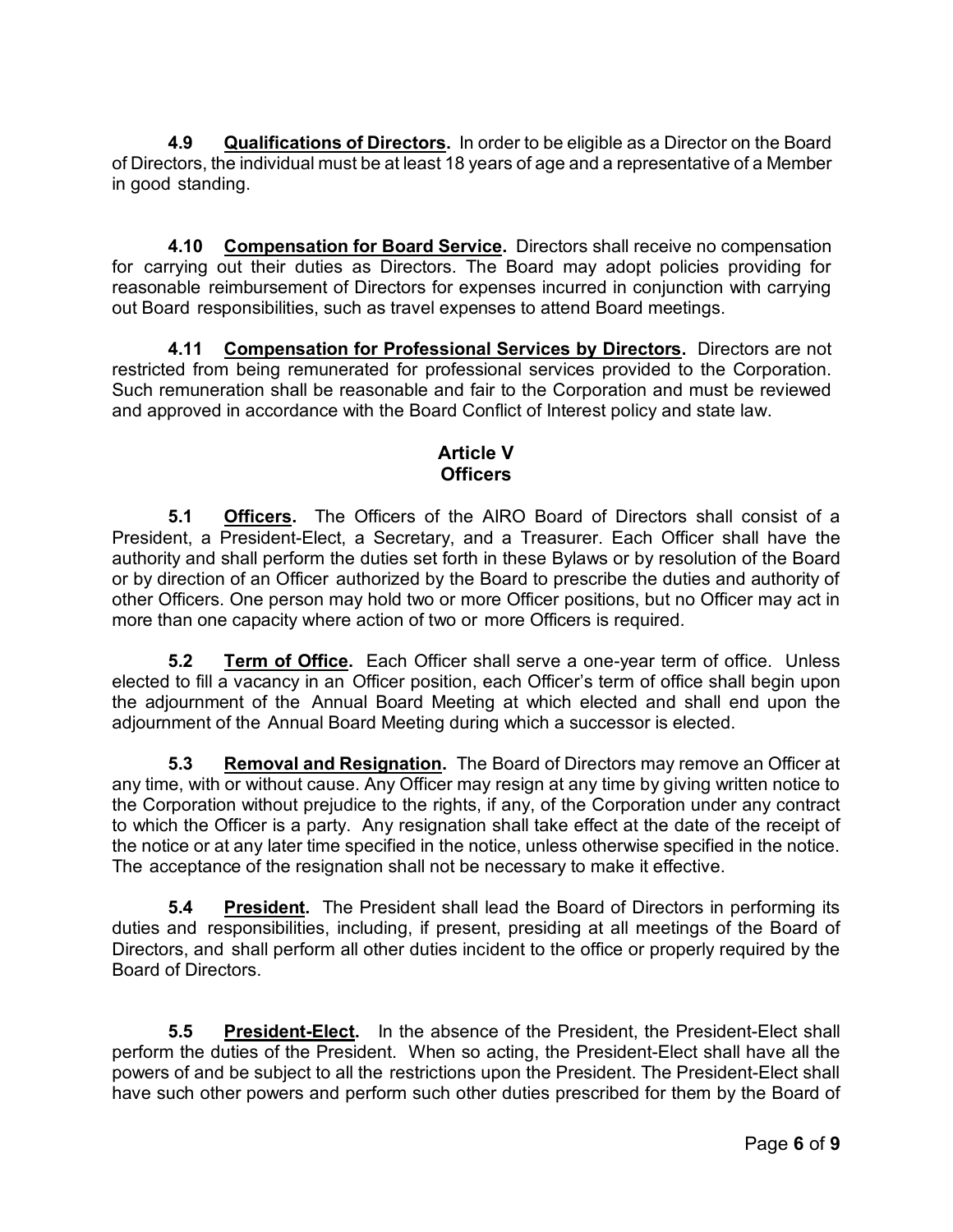**4.9 Qualifications of Directors.** In order to be eligible as a Director on the Board of Directors, the individual must be at least 18 years of age and a representative of a Member in good standing.

**4.10 Compensation for Board Service.** Directors shall receive no compensation for carrying out their duties as Directors. The Board may adopt policies providing for reasonable reimbursement of Directors for expenses incurred in conjunction with carrying out Board responsibilities, such as travel expenses to attend Board meetings.

**4.11 Compensation for Professional Services by Directors.** Directors are not restricted from being remunerated for professional services provided to the Corporation. Such remuneration shall be reasonable and fair to the Corporation and must be reviewed and approved in accordance with the Board Conflict of Interest policy and state law.

## Article V
## Officers

**5.1 Officers.** The Officers of the AIRO Board of Directors shall consist of a President, a President-Elect, a Secretary, and a Treasurer. Each Officer shall have the authority and shall perform the duties set forth in these Bylaws or by resolution of the Board or by direction of an Officer authorized by the Board to prescribe the duties and authority of other Officers. One person may hold two or more Officer positions, but no Officer may act in more than one capacity where action of two or more Officers is required.

**5.2 Term of Office.** Each Officer shall serve a one-year term of office. Unless elected to fill a vacancy in an Officer position, each Officer's term of office shall begin upon the adjournment of the Annual Board Meeting at which elected and shall end upon the adjournment of the Annual Board Meeting during which a successor is elected.

**5.3 Removal and Resignation.** The Board of Directors may remove an Officer at any time, with or without cause. Any Officer may resign at any time by giving written notice to the Corporation without prejudice to the rights, if any, of the Corporation under any contract to which the Officer is a party. Any resignation shall take effect at the date of the receipt of the notice or at any later time specified in the notice, unless otherwise specified in the notice. The acceptance of the resignation shall not be necessary to make it effective.

**5.4 President.** The President shall lead the Board of Directors in performing its duties and responsibilities, including, if present, presiding at all meetings of the Board of Directors, and shall perform all other duties incident to the office or properly required by the Board of Directors.

**5.5 President-Elect.** In the absence of the President, the President-Elect shall perform the duties of the President. When so acting, the President-Elect shall have all the powers of and be subject to all the restrictions upon the President. The President-Elect shall have such other powers and perform such other duties prescribed for them by the Board of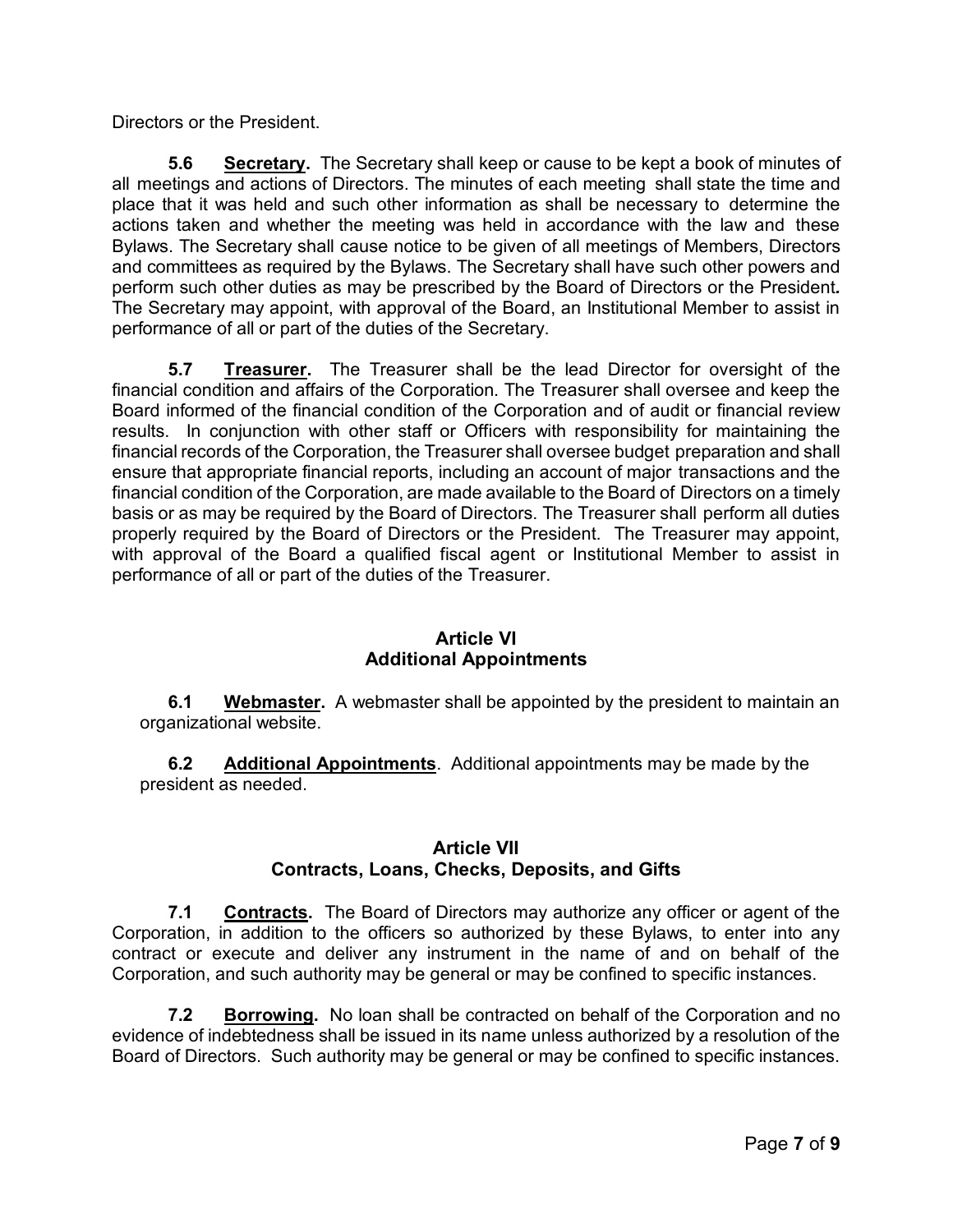Directors or the President.

**5.6 Secretary.** The Secretary shall keep or cause to be kept a book of minutes of all meetings and actions of Directors. The minutes of each meeting shall state the time and place that it was held and such other information as shall be necessary to determine the actions taken and whether the meeting was held in accordance with the law and these Bylaws. The Secretary shall cause notice to be given of all meetings of Members, Directors and committees as required by the Bylaws. The Secretary shall have such other powers and perform such other duties as may be prescribed by the Board of Directors or the President**.** The Secretary may appoint, with approval of the Board, an Institutional Member to assist in performance of all or part of the duties of the Secretary.

**5.7 Treasurer.** The Treasurer shall be the lead Director for oversight of the financial condition and affairs of the Corporation. The Treasurer shall oversee and keep the Board informed of the financial condition of the Corporation and of audit or financial review results. In conjunction with other staff or Officers with responsibility for maintaining the financial records of the Corporation, the Treasurer shall oversee budget preparation and shall ensure that appropriate financial reports, including an account of major transactions and the financial condition of the Corporation, are made available to the Board of Directors on a timely basis or as may be required by the Board of Directors. The Treasurer shall perform all duties properly required by the Board of Directors or the President. The Treasurer may appoint, with approval of the Board a qualified fiscal agent or Institutional Member to assist in performance of all or part of the duties of the Treasurer.

## Article VI
## Additional Appointments

**6.1 Webmaster.** A webmaster shall be appointed by the president to maintain an organizational website.

**6.2 Additional Appointments**. Additional appointments may be made by the president as needed.

## Article VII
## Contracts, Loans, Checks, Deposits, and Gifts

**7.1 Contracts.** The Board of Directors may authorize any officer or agent of the Corporation, in addition to the officers so authorized by these Bylaws, to enter into any contract or execute and deliver any instrument in the name of and on behalf of the Corporation, and such authority may be general or may be confined to specific instances.

**7.2 Borrowing.** No loan shall be contracted on behalf of the Corporation and no evidence of indebtedness shall be issued in its name unless authorized by a resolution of the Board of Directors. Such authority may be general or may be confined to specific instances.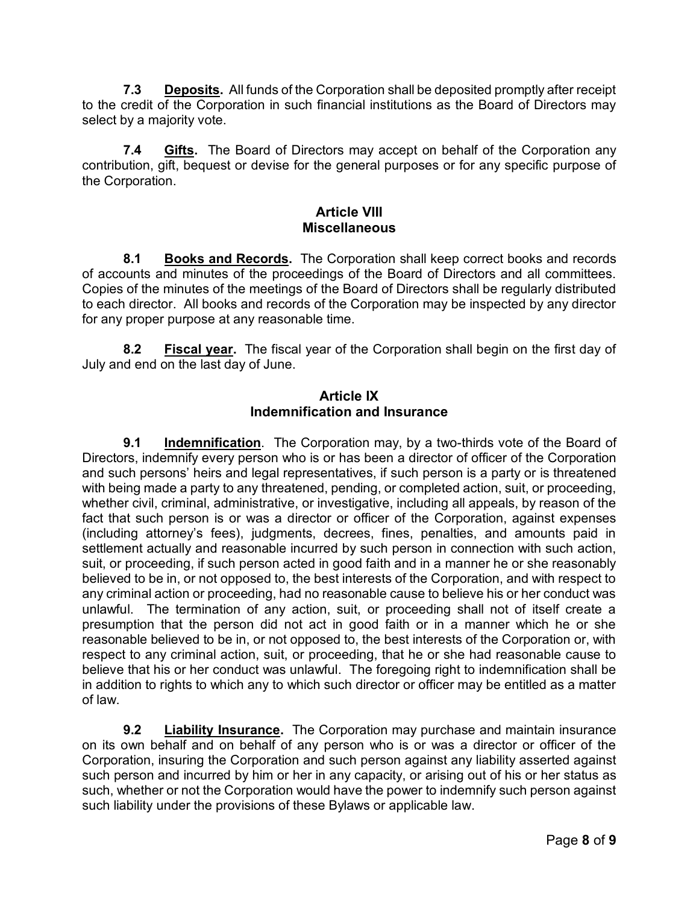**7.3 Deposits.** All funds of the Corporation shall be deposited promptly after receipt to the credit of the Corporation in such financial institutions as the Board of Directors may select by a majority vote.

**7.4 Gifts.** The Board of Directors may accept on behalf of the Corporation any contribution, gift, bequest or devise for the general purposes or for any specific purpose of the Corporation.

## Article VIII
## Miscellaneous

**8.1 Books and Records.** The Corporation shall keep correct books and records of accounts and minutes of the proceedings of the Board of Directors and all committees. Copies of the minutes of the meetings of the Board of Directors shall be regularly distributed to each director. All books and records of the Corporation may be inspected by any director for any proper purpose at any reasonable time.

**8.2 Fiscal year.** The fiscal year of the Corporation shall begin on the first day of July and end on the last day of June.

## Article IX
## Indemnification and Insurance

**9.1 Indemnification**. The Corporation may, by a two-thirds vote of the Board of Directors, indemnify every person who is or has been a director of officer of the Corporation and such persons' heirs and legal representatives, if such person is a party or is threatened with being made a party to any threatened, pending, or completed action, suit, or proceeding, whether civil, criminal, administrative, or investigative, including all appeals, by reason of the fact that such person is or was a director or officer of the Corporation, against expenses (including attorney's fees), judgments, decrees, fines, penalties, and amounts paid in settlement actually and reasonable incurred by such person in connection with such action, suit, or proceeding, if such person acted in good faith and in a manner he or she reasonably believed to be in, or not opposed to, the best interests of the Corporation, and with respect to any criminal action or proceeding, had no reasonable cause to believe his or her conduct was unlawful. The termination of any action, suit, or proceeding shall not of itself create a presumption that the person did not act in good faith or in a manner which he or she reasonable believed to be in, or not opposed to, the best interests of the Corporation or, with respect to any criminal action, suit, or proceeding, that he or she had reasonable cause to believe that his or her conduct was unlawful. The foregoing right to indemnification shall be in addition to rights to which any to which such director or officer may be entitled as a matter of law.

**9.2 Liability Insurance.** The Corporation may purchase and maintain insurance on its own behalf and on behalf of any person who is or was a director or officer of the Corporation, insuring the Corporation and such person against any liability asserted against such person and incurred by him or her in any capacity, or arising out of his or her status as such, whether or not the Corporation would have the power to indemnify such person against such liability under the provisions of these Bylaws or applicable law.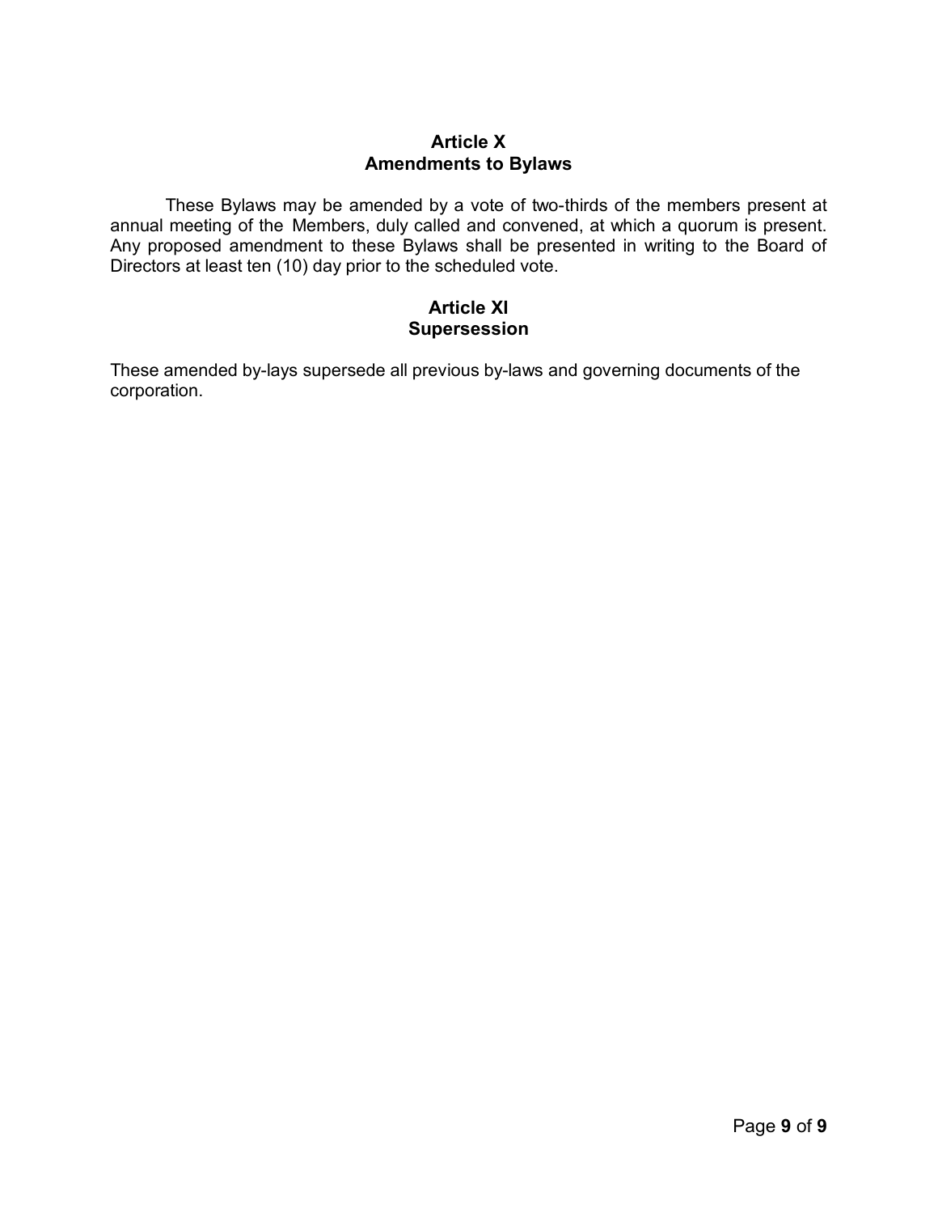## Article X
## Amendments to Bylaws

These Bylaws may be amended by a vote of two-thirds of the members present at annual meeting of the Members, duly called and convened, at which a quorum is present. Any proposed amendment to these Bylaws shall be presented in writing to the Board of Directors at least ten (10) day prior to the scheduled vote.

## Article XI
## Supersession

These amended by-lays supersede all previous by-laws and governing documents of the corporation.